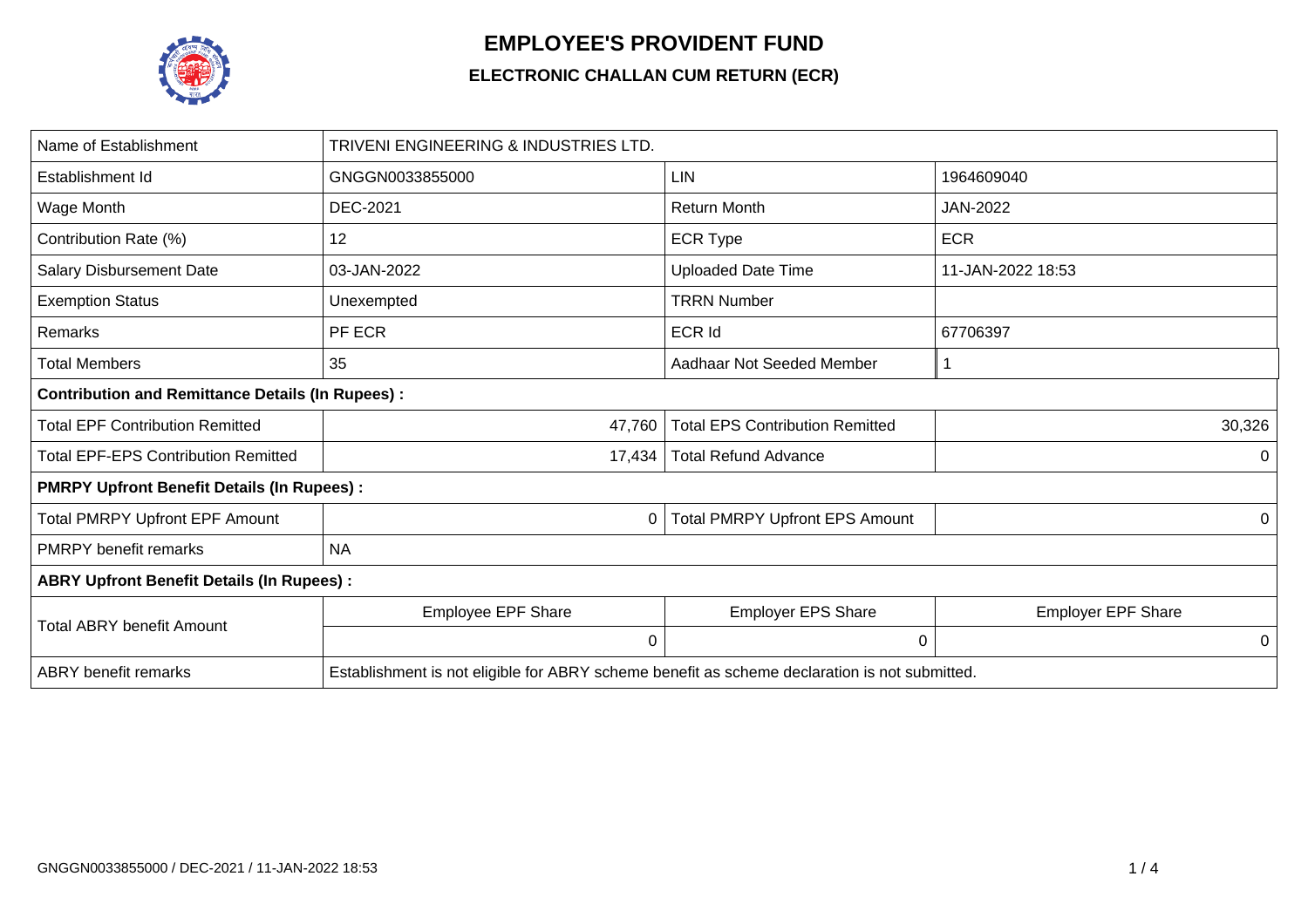# EMPLOYEE'S PROVIDENT FUND

## ELECTRONIC CHALLAN CUM RETURN (ECR)

| Name of Establishment | TRIVENI ENGINEERING & INDUSTRIES LTD. | | |
|---|---|---|---|
| Establishment Id | GNGGN0033855000 | LIN | 1964609040 |
| Wage Month | DEC-2021 | Return Month | JAN-2022 |
| Contribution Rate (%) | 12 | ECR Type | ECR |
| Salary Disbursement Date | 03-JAN-2022 | Uploaded Date Time | 11-JAN-2022 18:53 |
| Exemption Status | Unexempted | TRRN Number | |
| Remarks | PF ECR | ECR Id | 67706397 |
| Total Members | 35 | Aadhaar Not Seeded Member | 1 |
| **Contribution and Remittance Details (In Rupees) :** | | | |
| Total EPF Contribution Remitted | 47,760 | Total EPS Contribution Remitted | 30,326 |
| Total EPF-EPS Contribution Remitted | 17,434 | Total Refund Advance | 0 |
| **PMRPY Upfront Benefit Details (In Rupees) :** | | | |
| Total PMRPY Upfront EPF Amount | 0 | Total PMRPY Upfront EPS Amount | 0 |
| PMRPY benefit remarks | NA | | |
| **ABRY Upfront Benefit Details (In Rupees) :** | | | |
| Total ABRY benefit Amount | Employee EPF Share | Employer EPS Share | Employer EPF Share |
| | 0 | 0 | 0 |
| ABRY benefit remarks | Establishment is not eligible for ABRY scheme benefit as scheme declaration is not submitted. | | |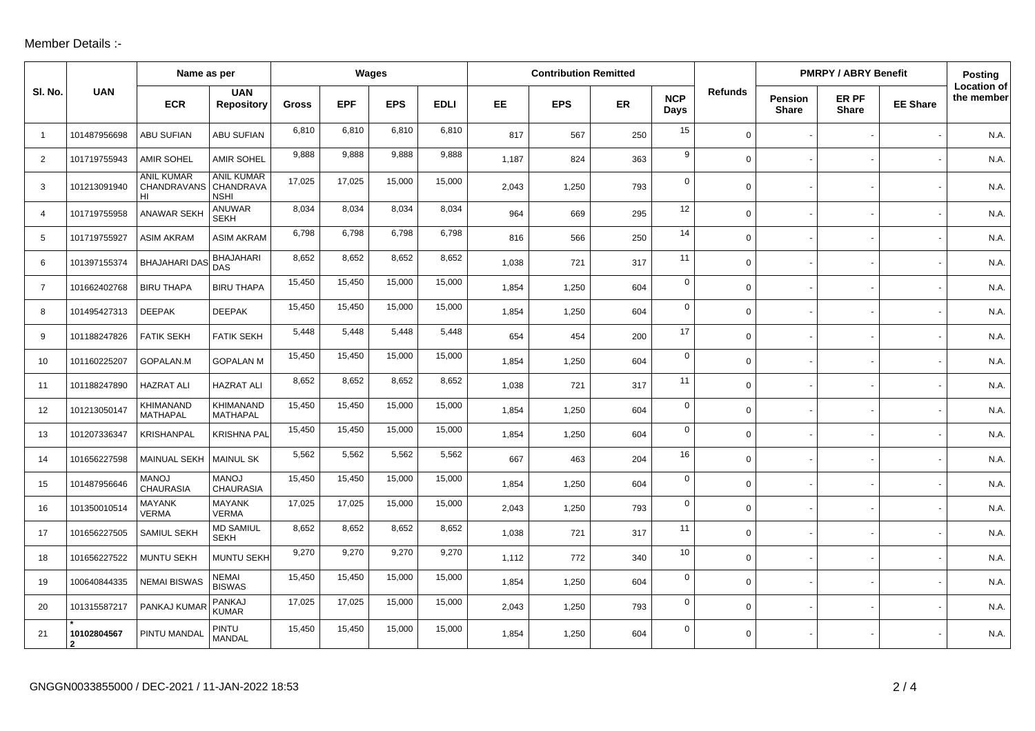Member Details :-

| Sl. No. | UAN | Name as per | | Wages | | | | Contribution Remitted | | | | Refunds | PMRPY / ABRY Benefit | | | Posting Location of the member |
|---|---|---|---|---|---|---|---|---|---|---|---|---|---|---|---|---|
| | | ECR | UAN Repository | Gross | EPF | EPS | EDLI | EE | EPS | ER | NCP Days | | Pension Share | ER PF Share | EE Share | |
| 1 | 101487956698 | ABU SUFIAN | ABU SUFIAN | 6,810 | 6,810 | 6,810 | 6,810 | 817 | 567 | 250 | 15 | 0 | - | - | - | N.A. |
| 2 | 101719755943 | AMIR SOHEL | AMIR SOHEL | 9,888 | 9,888 | 9,888 | 9,888 | 1,187 | 824 | 363 | 9 | 0 | - | - | - | N.A. |
| 3 | 101213091940 | ANIL KUMAR CHANDRAVANSHI | ANIL KUMAR CHANDRAVANSHI | 17,025 | 17,025 | 15,000 | 15,000 | 2,043 | 1,250 | 793 | 0 | 0 | - | - | - | N.A. |
| 4 | 101719755958 | ANAWAR SEKH | ANUWAR SEKH | 8,034 | 8,034 | 8,034 | 8,034 | 964 | 669 | 295 | 12 | 0 | - | - | - | N.A. |
| 5 | 101719755927 | ASIM AKRAM | ASIM AKRAM | 6,798 | 6,798 | 6,798 | 6,798 | 816 | 566 | 250 | 14 | 0 | - | - | - | N.A. |
| 6 | 101397155374 | BHAJAHARI DAS | BHAJAHARI DAS | 8,652 | 8,652 | 8,652 | 8,652 | 1,038 | 721 | 317 | 11 | 0 | - | - | - | N.A. |
| 7 | 101662402768 | BIRU THAPA | BIRU THAPA | 15,450 | 15,450 | 15,000 | 15,000 | 1,854 | 1,250 | 604 | 0 | 0 | - | - | - | N.A. |
| 8 | 101495427313 | DEEPAK | DEEPAK | 15,450 | 15,450 | 15,000 | 15,000 | 1,854 | 1,250 | 604 | 0 | 0 | - | - | - | N.A. |
| 9 | 101188247826 | FATIK SEKH | FATIK SEKH | 5,448 | 5,448 | 5,448 | 5,448 | 654 | 454 | 200 | 17 | 0 | - | - | - | N.A. |
| 10 | 101160225207 | GOPALAN.M | GOPALAN M | 15,450 | 15,450 | 15,000 | 15,000 | 1,854 | 1,250 | 604 | 0 | 0 | - | - | - | N.A. |
| 11 | 101188247890 | HAZRAT ALI | HAZRAT ALI | 8,652 | 8,652 | 8,652 | 8,652 | 1,038 | 721 | 317 | 11 | 0 | - | - | - | N.A. |
| 12 | 101213050147 | KHIMANAND MATHAPAL | KHIMANAND MATHAPAL | 15,450 | 15,450 | 15,000 | 15,000 | 1,854 | 1,250 | 604 | 0 | 0 | - | - | - | N.A. |
| 13 | 101207336347 | KRISHANPAL | KRISHNA PAL | 15,450 | 15,450 | 15,000 | 15,000 | 1,854 | 1,250 | 604 | 0 | 0 | - | - | - | N.A. |
| 14 | 101656227598 | MAINUAL SEKH | MAINUL SK | 5,562 | 5,562 | 5,562 | 5,562 | 667 | 463 | 204 | 16 | 0 | - | - | - | N.A. |
| 15 | 101487956646 | MANOJ CHAURASIA | MANOJ CHAURASIA | 15,450 | 15,450 | 15,000 | 15,000 | 1,854 | 1,250 | 604 | 0 | 0 | - | - | - | N.A. |
| 16 | 101350010514 | MAYANK VERMA | MAYANK VERMA | 17,025 | 17,025 | 15,000 | 15,000 | 2,043 | 1,250 | 793 | 0 | 0 | - | - | - | N.A. |
| 17 | 101656227505 | SAMIUL SEKH | MD SAMIUL SEKH | 8,652 | 8,652 | 8,652 | 8,652 | 1,038 | 721 | 317 | 11 | 0 | - | - | - | N.A. |
| 18 | 101656227522 | MUNTU SEKH | MUNTU SEKH | 9,270 | 9,270 | 9,270 | 9,270 | 1,112 | 772 | 340 | 10 | 0 | - | - | - | N.A. |
| 19 | 100640844335 | NEMAI BISWAS | NEMAI BISWAS | 15,450 | 15,450 | 15,000 | 15,000 | 1,854 | 1,250 | 604 | 0 | 0 | - | - | - | N.A. |
| 20 | 101315587217 | PANKAJ KUMAR | PANKAJ KUMAR | 17,025 | 17,025 | 15,000 | 15,000 | 2,043 | 1,250 | 793 | 0 | 0 | - | - | - | N.A. |
| 21 | * 101028045672 | PINTU MANDAL | PINTU MANDAL | 15,450 | 15,450 | 15,000 | 15,000 | 1,854 | 1,250 | 604 | 0 | 0 | - | - | - | N.A. |

GNGGN0033855000 / DEC-2021 / 11-JAN-2022 18:53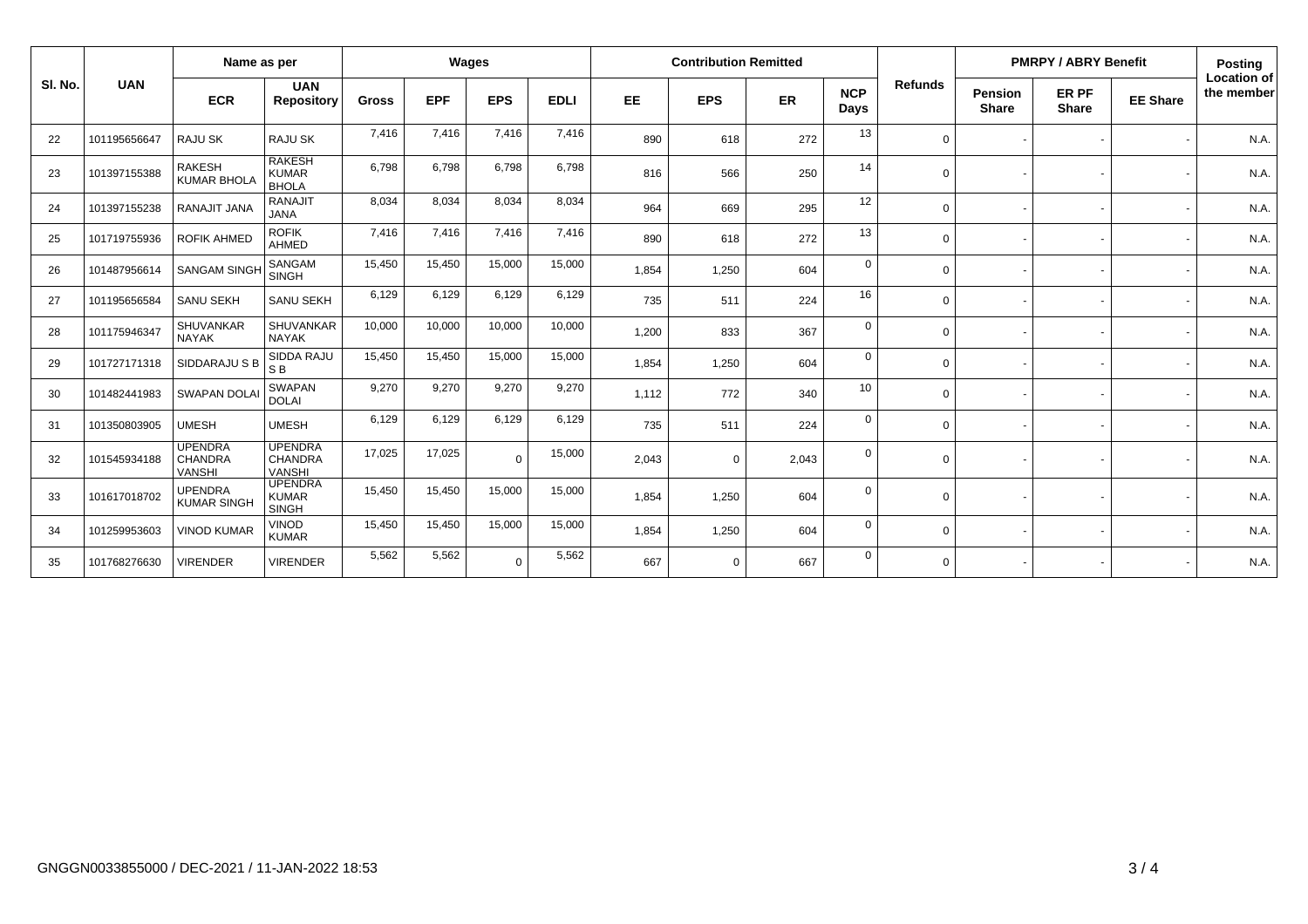| Sl. No. | UAN | Name as per | | Wages | | | | Contribution Remitted | | | | Refunds | PMRPY / ABRY Benefit | | | Posting Location of the member |
|---|---|---|---|---|---|---|---|---|---|---|---|---|---|---|---|---|
| | | ECR | UAN Repository | Gross | EPF | EPS | EDLI | EE | EPS | ER | NCP Days | | Pension Share | ER PF Share | EE Share | |
| 22 | 101195656647 | RAJU SK | RAJU SK | 7,416 | 7,416 | 7,416 | 7,416 | 890 | 618 | 272 | 13 | 0 | - | - | - | N.A. |
| 23 | 101397155388 | RAKESH KUMAR BHOLA | RAKESH KUMAR BHOLA | 6,798 | 6,798 | 6,798 | 6,798 | 816 | 566 | 250 | 14 | 0 | - | - | - | N.A. |
| 24 | 101397155238 | RANAJIT JANA | RANAJIT JANA | 8,034 | 8,034 | 8,034 | 8,034 | 964 | 669 | 295 | 12 | 0 | - | - | - | N.A. |
| 25 | 101719755936 | ROFIK AHMED | ROFIK AHMED | 7,416 | 7,416 | 7,416 | 7,416 | 890 | 618 | 272 | 13 | 0 | - | - | - | N.A. |
| 26 | 101487956614 | SANGAM SINGH | SANGAM SINGH | 15,450 | 15,450 | 15,000 | 15,000 | 1,854 | 1,250 | 604 | 0 | 0 | - | - | - | N.A. |
| 27 | 101195656584 | SANU SEKH | SANU SEKH | 6,129 | 6,129 | 6,129 | 6,129 | 735 | 511 | 224 | 16 | 0 | - | - | - | N.A. |
| 28 | 101175946347 | SHUVANKAR NAYAK | SHUVANKAR NAYAK | 10,000 | 10,000 | 10,000 | 10,000 | 1,200 | 833 | 367 | 0 | 0 | - | - | - | N.A. |
| 29 | 101727171318 | SIDDARAJU S B | SIDDA RAJU S B | 15,450 | 15,450 | 15,000 | 15,000 | 1,854 | 1,250 | 604 | 0 | 0 | - | - | - | N.A. |
| 30 | 101482441983 | SWAPAN DOLAI | SWAPAN DOLAI | 9,270 | 9,270 | 9,270 | 9,270 | 1,112 | 772 | 340 | 10 | 0 | - | - | - | N.A. |
| 31 | 101350803905 | UMESH | UMESH | 6,129 | 6,129 | 6,129 | 6,129 | 735 | 511 | 224 | 0 | 0 | - | - | - | N.A. |
| 32 | 101545934188 | UPENDRA CHANDRA VANSHI | UPENDRA CHANDRA VANSHI | 17,025 | 17,025 | 0 | 15,000 | 2,043 | 0 | 2,043 | 0 | 0 | - | - | - | N.A. |
| 33 | 101617018702 | UPENDRA KUMAR SINGH | UPENDRA KUMAR SINGH | 15,450 | 15,450 | 15,000 | 15,000 | 1,854 | 1,250 | 604 | 0 | 0 | - | - | - | N.A. |
| 34 | 101259953603 | VINOD KUMAR | VINOD KUMAR | 15,450 | 15,450 | 15,000 | 15,000 | 1,854 | 1,250 | 604 | 0 | 0 | - | - | - | N.A. |
| 35 | 101768276630 | VIRENDER | VIRENDER | 5,562 | 5,562 | 0 | 5,562 | 667 | 0 | 667 | 0 | 0 | - | - | - | N.A. |

GNGGN0033855000 / DEC-2021 / 11-JAN-2022 18:53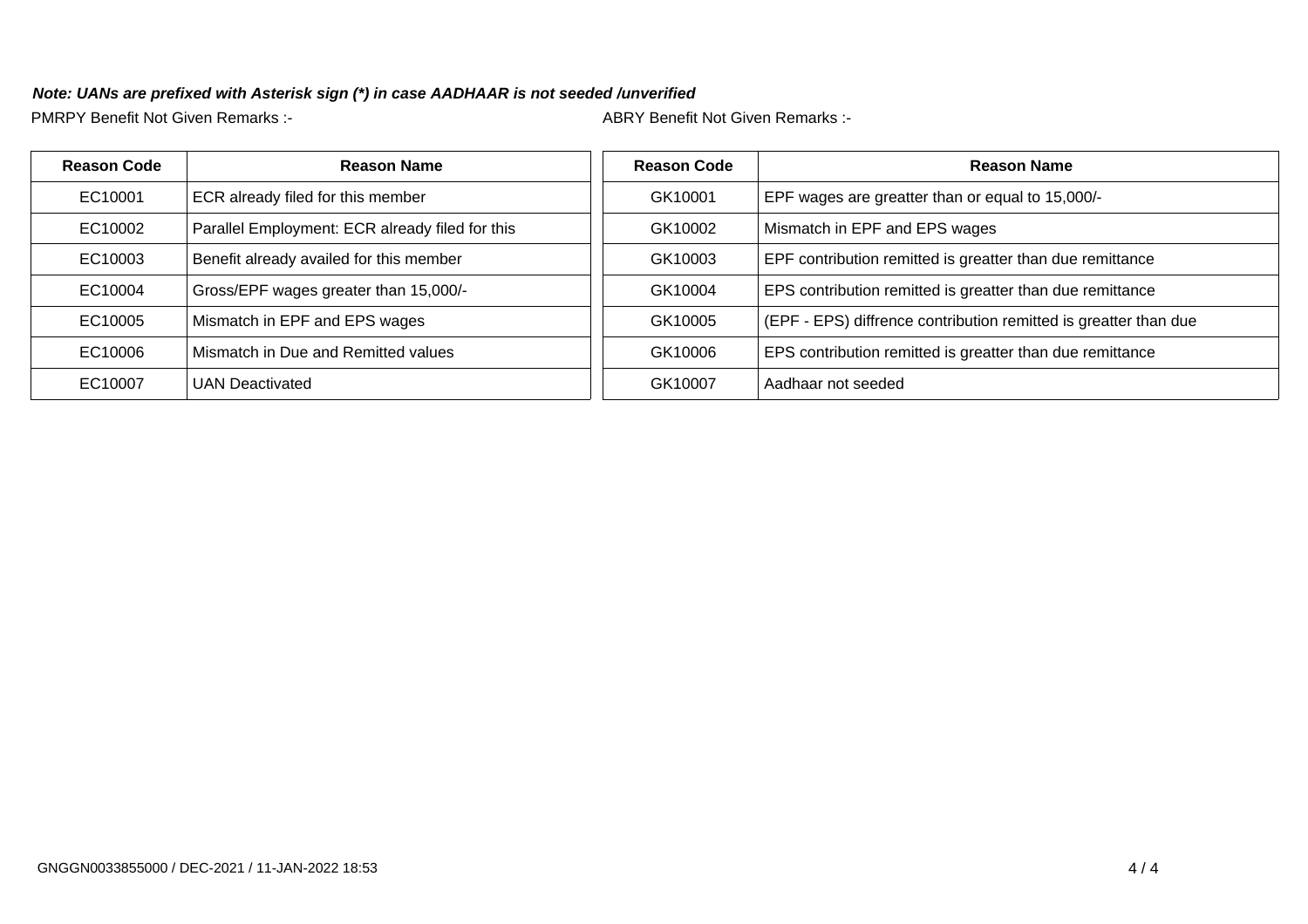***Note: UANs are prefixed with Asterisk sign (*) in case AADHAAR is not seeded /unverified***

PMRPY Benefit Not Given Remarks :-

| Reason Code | Reason Name |
|---|---|
| EC10001 | ECR already filed for this member |
| EC10002 | Parallel Employment: ECR already filed for this |
| EC10003 | Benefit already availed for this member |
| EC10004 | Gross/EPF wages greater than 15,000/- |
| EC10005 | Mismatch in EPF and EPS wages |
| EC10006 | Mismatch in Due and Remitted values |
| EC10007 | UAN Deactivated |

ABRY Benefit Not Given Remarks :-

| Reason Code | Reason Name |
|---|---|
| GK10001 | EPF wages are greatter than or equal to 15,000/- |
| GK10002 | Mismatch in EPF and EPS wages |
| GK10003 | EPF contribution remitted is greatter than due remittance |
| GK10004 | EPS contribution remitted is greatter than due remittance |
| GK10005 | (EPF - EPS) diffrence contribution remitted is greatter than due |
| GK10006 | EPS contribution remitted is greatter than due remittance |
| GK10007 | Aadhaar not seeded |